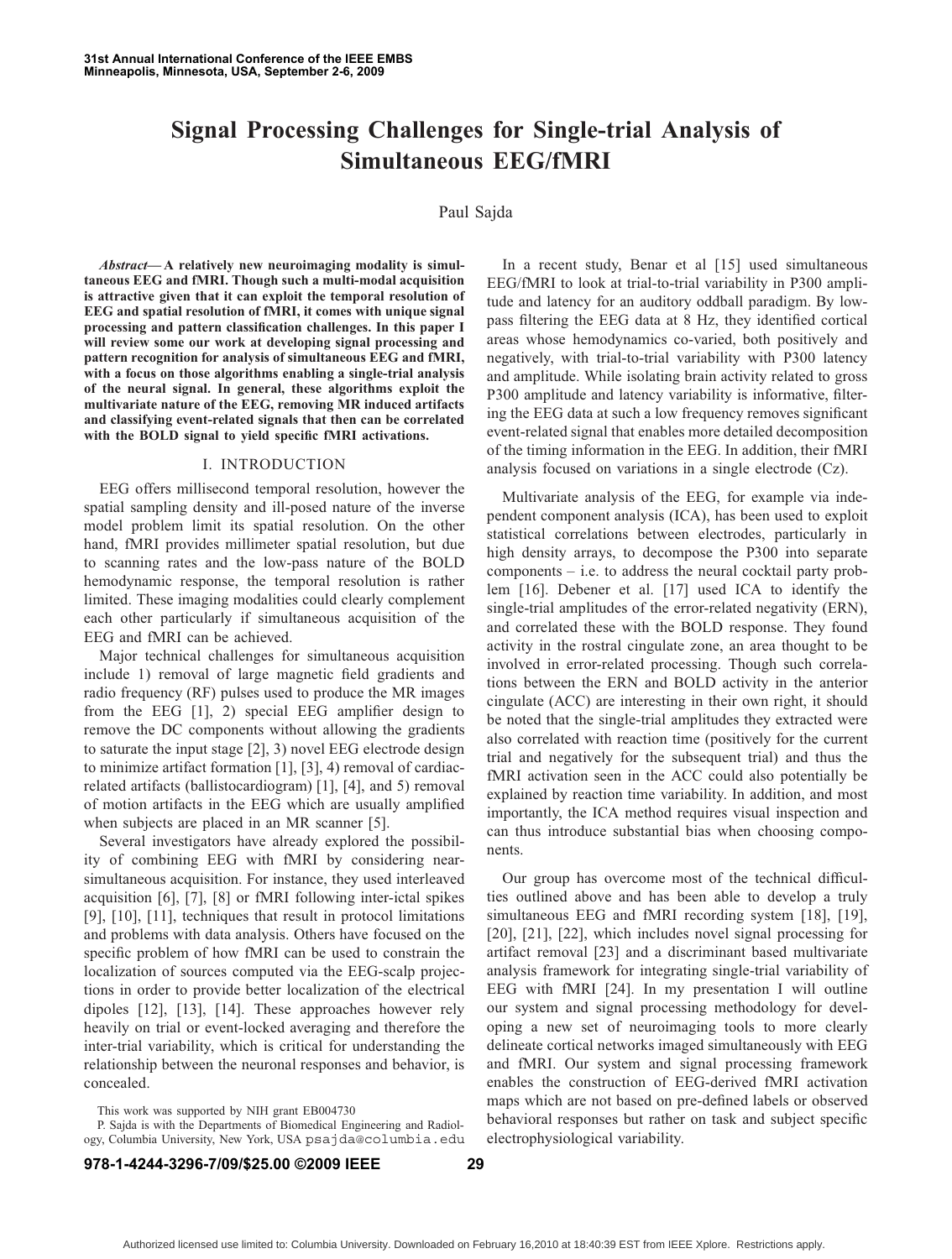# Signal Processing Challenges for Single-trial Analysis of Simultaneous EEG/fMRI

Paul Sajda

***Abstract*— A relatively new neuroimaging modality is simultaneous EEG and fMRI. Though such a multi-modal acquisition is attractive given that it can exploit the temporal resolution of EEG and spatial resolution of fMRI, it comes with unique signal processing and pattern classification challenges. In this paper I will review some our work at developing signal processing and pattern recognition for analysis of simultaneous EEG and fMRI, with a focus on those algorithms enabling a single-trial analysis of the neural signal. In general, these algorithms exploit the multivariate nature of the EEG, removing MR induced artifacts and classifying event-related signals that then can be correlated with the BOLD signal to yield specific fMRI activations.**

## I. INTRODUCTION

EEG offers millisecond temporal resolution, however the spatial sampling density and ill-posed nature of the inverse model problem limit its spatial resolution. On the other hand, fMRI provides millimeter spatial resolution, but due to scanning rates and the low-pass nature of the BOLD hemodynamic response, the temporal resolution is rather limited. These imaging modalities could clearly complement each other particularly if simultaneous acquisition of the EEG and fMRI can be achieved.

Major technical challenges for simultaneous acquisition include 1) removal of large magnetic field gradients and radio frequency (RF) pulses used to produce the MR images from the EEG [1], 2) special EEG amplifier design to remove the DC components without allowing the gradients to saturate the input stage [2], 3) novel EEG electrode design to minimize artifact formation [1], [3], 4) removal of cardiac-related artifacts (ballistocardiogram) [1], [4], and 5) removal of motion artifacts in the EEG which are usually amplified when subjects are placed in an MR scanner [5].

Several investigators have already explored the possibility of combining EEG with fMRI by considering near-simultaneous acquisition. For instance, they used interleaved acquisition [6], [7], [8] or fMRI following inter-ictal spikes [9], [10], [11], techniques that result in protocol limitations and problems with data analysis. Others have focused on the specific problem of how fMRI can be used to constrain the localization of sources computed via the EEG-scalp projections in order to provide better localization of the electrical dipoles [12], [13], [14]. These approaches however rely heavily on trial or event-locked averaging and therefore the inter-trial variability, which is critical for understanding the relationship between the neuronal responses and behavior, is concealed.

This work was supported by NIH grant EB004730

P. Sajda is with the Departments of Biomedical Engineering and Radiology, Columbia University, New York, USA psajda@columbia.edu

In a recent study, Benar et al [15] used simultaneous EEG/fMRI to look at trial-to-trial variability in P300 amplitude and latency for an auditory oddball paradigm. By low-pass filtering the EEG data at 8 Hz, they identified cortical areas whose hemodynamics co-varied, both positively and negatively, with trial-to-trial variability with P300 latency and amplitude. While isolating brain activity related to gross P300 amplitude and latency variability is informative, filtering the EEG data at such a low frequency removes significant event-related signal that enables more detailed decomposition of the timing information in the EEG. In addition, their fMRI analysis focused on variations in a single electrode (Cz).

Multivariate analysis of the EEG, for example via independent component analysis (ICA), has been used to exploit statistical correlations between electrodes, particularly in high density arrays, to decompose the P300 into separate components – i.e. to address the neural cocktail party problem [16]. Debener et al. [17] used ICA to identify the single-trial amplitudes of the error-related negativity (ERN), and correlated these with the BOLD response. They found activity in the rostral cingulate zone, an area thought to be involved in error-related processing. Though such correlations between the ERN and BOLD activity in the anterior cingulate (ACC) are interesting in their own right, it should be noted that the single-trial amplitudes they extracted were also correlated with reaction time (positively for the current trial and negatively for the subsequent trial) and thus the fMRI activation seen in the ACC could also potentially be explained by reaction time variability. In addition, and most importantly, the ICA method requires visual inspection and can thus introduce substantial bias when choosing components.

Our group has overcome most of the technical difficulties outlined above and has been able to develop a truly simultaneous EEG and fMRI recording system [18], [19], [20], [21], [22], which includes novel signal processing for artifact removal [23] and a discriminant based multivariate analysis framework for integrating single-trial variability of EEG with fMRI [24]. In my presentation I will outline our system and signal processing methodology for developing a new set of neuroimaging tools to more clearly delineate cortical networks imaged simultaneously with EEG and fMRI. Our system and signal processing framework enables the construction of EEG-derived fMRI activation maps which are not based on pre-defined labels or observed behavioral responses but rather on task and subject specific electrophysiological variability.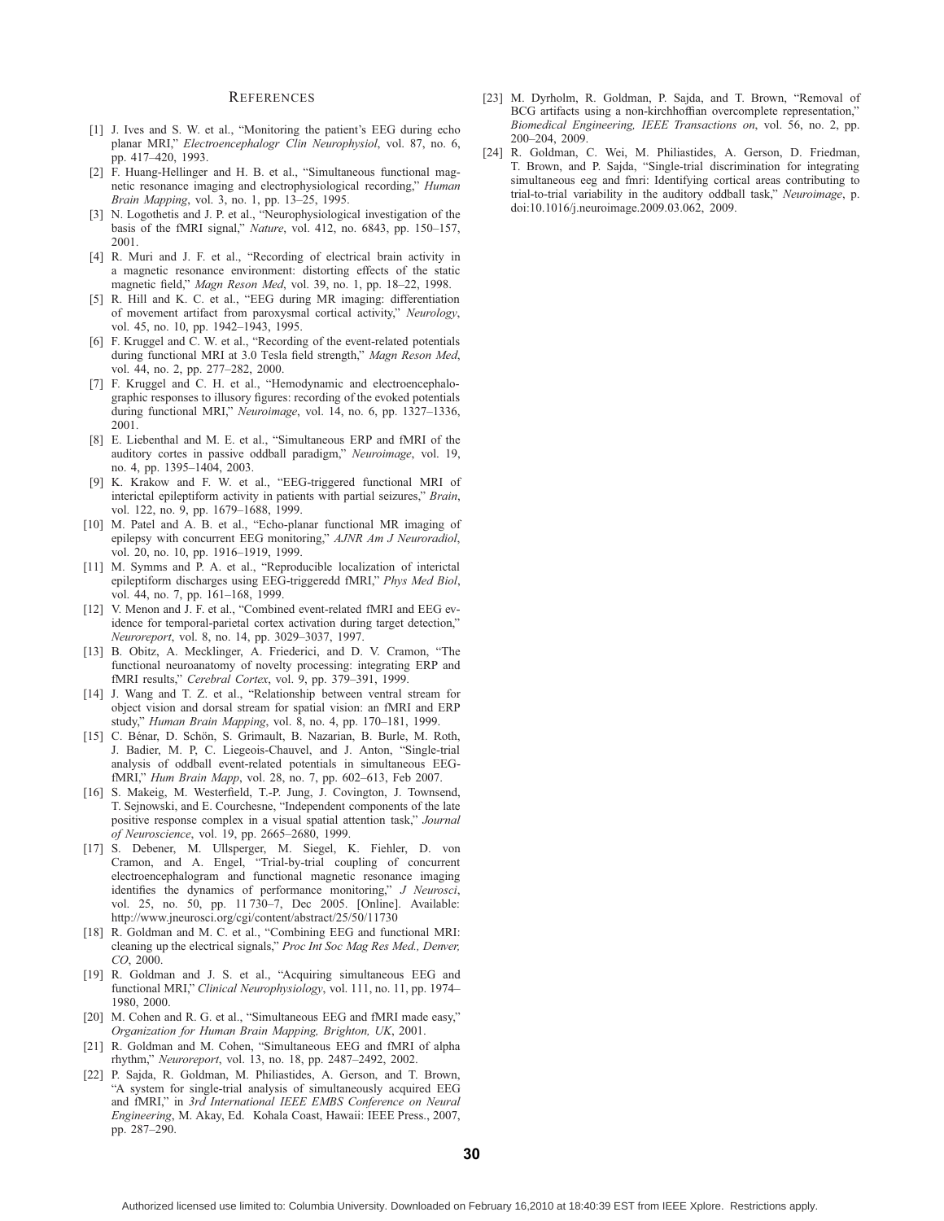## References

[1] J. Ives and S. W. et al., "Monitoring the patient's EEG during echo planar MRI," *Electroencephalogr Clin Neurophysiol*, vol. 87, no. 6, pp. 417–420, 1993.

[2] F. Huang-Hellinger and H. B. et al., "Simultaneous functional magnetic resonance imaging and electrophysiological recording," *Human Brain Mapping*, vol. 3, no. 1, pp. 13–25, 1995.

[3] N. Logothetis and J. P. et al., "Neurophysiological investigation of the basis of the fMRI signal," *Nature*, vol. 412, no. 6843, pp. 150–157, 2001.

[4] R. Muri and J. F. et al., "Recording of electrical brain activity in a magnetic resonance environment: distorting effects of the static magnetic field," *Magn Reson Med*, vol. 39, no. 1, pp. 18–22, 1998.

[5] R. Hill and K. C. et al., "EEG during MR imaging: differentiation of movement artifact from paroxysmal cortical activity," *Neurology*, vol. 45, no. 10, pp. 1942–1943, 1995.

[6] F. Kruggel and C. W. et al., "Recording of the event-related potentials during functional MRI at 3.0 Tesla field strength," *Magn Reson Med*, vol. 44, no. 2, pp. 277–282, 2000.

[7] F. Kruggel and C. H. et al., "Hemodynamic and electroencephalographic responses to illusory figures: recording of the evoked potentials during functional MRI," *Neuroimage*, vol. 14, no. 6, pp. 1327–1336, 2001.

[8] E. Liebenthal and M. E. et al., "Simultaneous ERP and fMRI of the auditory cortes in passive oddball paradigm," *Neuroimage*, vol. 19, no. 4, pp. 1395–1404, 2003.

[9] K. Krakow and F. W. et al., "EEG-triggered functional MRI of interictal epileptiform activity in patients with partial seizures," *Brain*, vol. 122, no. 9, pp. 1679–1688, 1999.

[10] M. Patel and A. B. et al., "Echo-planar functional MR imaging of epilepsy with concurrent EEG monitoring," *AJNR Am J Neuroradiol*, vol. 20, no. 10, pp. 1916–1919, 1999.

[11] M. Symms and P. A. et al., "Reproducible localization of interictal epileptiform discharges using EEG-triggeredd fMRI," *Phys Med Biol*, vol. 44, no. 7, pp. 161–168, 1999.

[12] V. Menon and J. F. et al., "Combined event-related fMRI and EEG evidence for temporal-parietal cortex activation during target detection," *Neuroreport*, vol. 8, no. 14, pp. 3029–3037, 1997.

[13] B. Obitz, A. Mecklinger, A. Friederici, and D. V. Cramon, "The functional neuroanatomy of novelty processing: integrating ERP and fMRI results," *Cerebral Cortex*, vol. 9, pp. 379–391, 1999.

[14] J. Wang and T. Z. et al., "Relationship between ventral stream for object vision and dorsal stream for spatial vision: an fMRI and ERP study," *Human Brain Mapping*, vol. 8, no. 4, pp. 170–181, 1999.

[15] C. Bénar, D. Schön, S. Grimault, B. Nazarian, B. Burle, M. Roth, J. Badier, M. P, C. Liegeois-Chauvel, and J. Anton, "Single-trial analysis of oddball event-related potentials in simultaneous EEG-fMRI," *Hum Brain Mapp*, vol. 28, no. 7, pp. 602–613, Feb 2007.

[16] S. Makeig, M. Westerfield, T.-P. Jung, J. Covington, J. Townsend, T. Sejnowski, and E. Courchesne, "Independent components of the late positive response complex in a visual spatial attention task," *Journal of Neuroscience*, vol. 19, pp. 2665–2680, 1999.

[17] S. Debener, M. Ullsperger, M. Siegel, K. Fiehler, D. von Cramon, and A. Engel, "Trial-by-trial coupling of concurrent electroencephalogram and functional magnetic resonance imaging identifies the dynamics of performance monitoring," *J Neurosci*, vol. 25, no. 50, pp. 11 730–7, Dec 2005. [Online]. Available: http://www.jneurosci.org/cgi/content/abstract/25/50/11730

[18] R. Goldman and M. C. et al., "Combining EEG and functional MRI: cleaning up the electrical signals," *Proc Int Soc Mag Res Med., Denver, CO*, 2000.

[19] R. Goldman and J. S. et al., "Acquiring simultaneous EEG and functional MRI," *Clinical Neurophysiology*, vol. 111, no. 11, pp. 1974–1980, 2000.

[20] M. Cohen and R. G. et al., "Simultaneous EEG and fMRI made easy," *Organization for Human Brain Mapping, Brighton, UK*, 2001.

[21] R. Goldman and M. Cohen, "Simultaneous EEG and fMRI of alpha rhythm," *Neuroreport*, vol. 13, no. 18, pp. 2487–2492, 2002.

[22] P. Sajda, R. Goldman, M. Philiastides, A. Gerson, and T. Brown, "A system for single-trial analysis of simultaneously acquired EEG and fMRI," in *3rd International IEEE EMBS Conference on Neural Engineering*, M. Akay, Ed. Kohala Coast, Hawaii: IEEE Press., 2007, pp. 287–290.

[23] M. Dyrholm, R. Goldman, P. Sajda, and T. Brown, "Removal of BCG artifacts using a non-kirchhoffian overcomplete representation," *Biomedical Engineering, IEEE Transactions on*, vol. 56, no. 2, pp. 200–204, 2009.

[24] R. Goldman, C. Wei, M. Philiastides, A. Gerson, D. Friedman, T. Brown, and P. Sajda, "Single-trial discrimination for integrating simultaneous eeg and fmri: Identifying cortical areas contributing to trial-to-trial variability in the auditory oddball task," *Neuroimage*, p. doi:10.1016/j.neuroimage.2009.03.062, 2009.